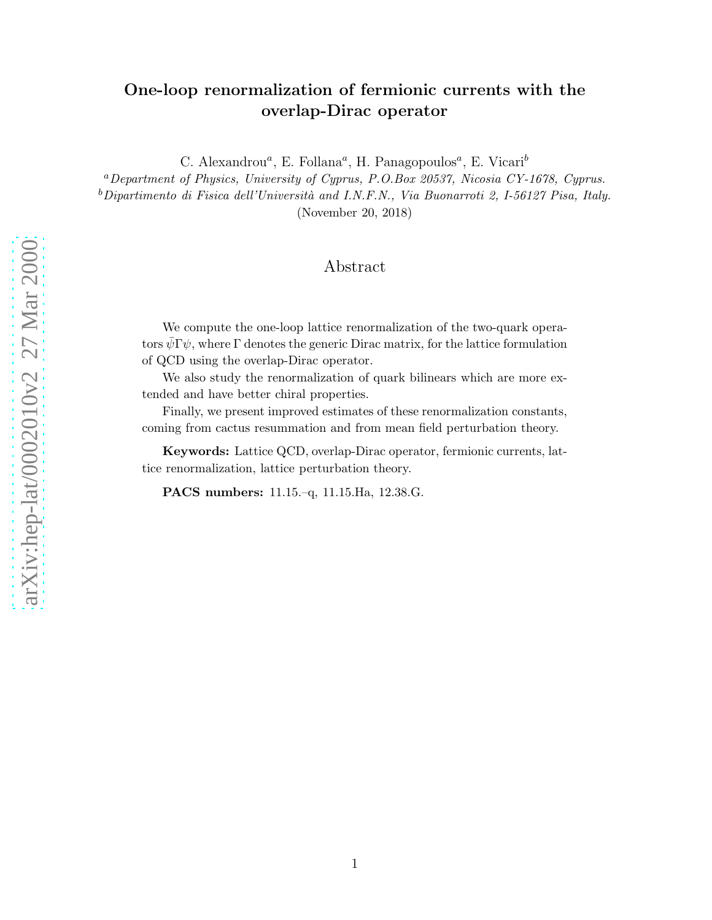# One-loop renormalization of fermionic currents with the overlap-Dirac operator

C. Alexandrou[a], E. Follana[a], H. Panagopoulos[a], E. Vicari[b]

[a] *Department of Physics, University of Cyprus, P.O.Box 20537, Nicosia CY-1678, Cyprus.*

[b] *Dipartimento di Fisica dell'Università and I.N.F.N., Via Buonarroti 2, I-56127 Pisa, Italy.*

(November 20, 2018)

## Abstract

We compute the one-loop lattice renormalization of the two-quark operators $\bar{\psi}\Gamma\psi$, where $\Gamma$ denotes the generic Dirac matrix, for the lattice formulation of QCD using the overlap-Dirac operator.

We also study the renormalization of quark bilinears which are more extended and have better chiral properties.

Finally, we present improved estimates of these renormalization constants, coming from cactus resummation and from mean field perturbation theory.

**Keywords:** Lattice QCD, overlap-Dirac operator, fermionic currents, lattice renormalization, lattice perturbation theory.

**PACS numbers:** 11.15.–q, 11.15.Ha, 12.38.G.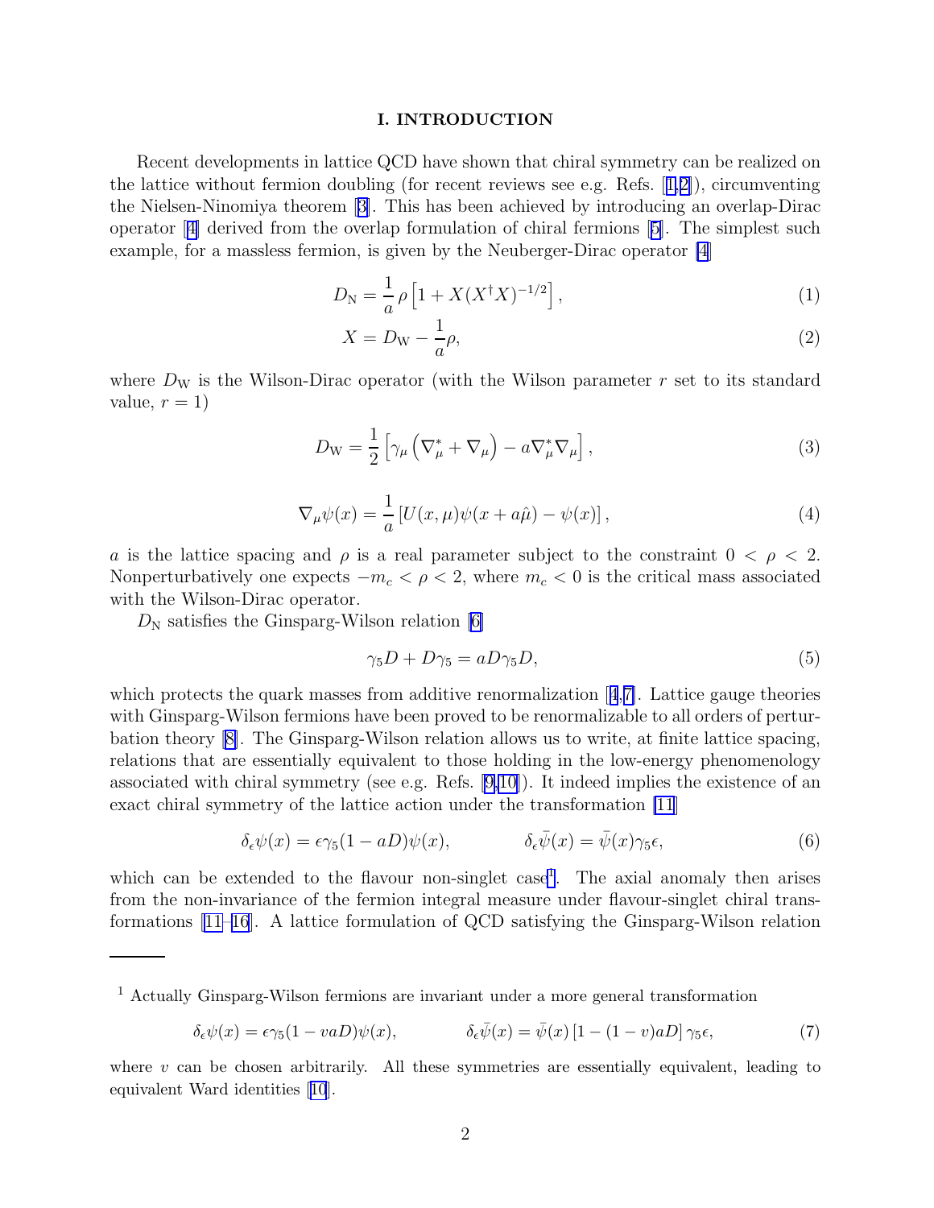## I. INTRODUCTION

Recent developments in lattice QCD have shown that chiral symmetry can be realized on the lattice without fermion doubling (for recent reviews see e.g. Refs. [1,2]), circumventing the Nielsen-Ninomiya theorem [3]. This has been achieved by introducing an overlap-Dirac operator [4] derived from the overlap formulation of chiral fermions [5]. The simplest such example, for a massless fermion, is given by the Neuberger-Dirac operator [4]

$$D_{\rm N} = \frac{1}{a}\,\rho\left[1 + X(X^\dagger X)^{-1/2}\right], \tag{1}$$

$$X = D_{\rm W} - \frac{1}{a}\rho, \tag{2}$$

where $D_{\rm W}$ is the Wilson-Dirac operator (with the Wilson parameter $r$ set to its standard value, $r = 1$)

$$D_{\rm W} = \frac{1}{2}\left[\gamma_\mu\left(\nabla^*_\mu + \nabla_\mu\right) - a\nabla^*_\mu\nabla_\mu\right], \tag{3}$$

$$\nabla_\mu\psi(x) = \frac{1}{a}\left[U(x,\mu)\psi(x+a\hat\mu) - \psi(x)\right], \tag{4}$$

$a$ is the lattice spacing and $\rho$ is a real parameter subject to the constraint $0 < \rho < 2$. Nonperturbatively one expects $-m_c < \rho < 2$, where $m_c < 0$ is the critical mass associated with the Wilson-Dirac operator.

$D_{\rm N}$ satisfies the Ginsparg-Wilson relation [6]

$$\gamma_5 D + D\gamma_5 = aD\gamma_5 D, \tag{5}$$

which protects the quark masses from additive renormalization [4,7]. Lattice gauge theories with Ginsparg-Wilson fermions have been proved to be renormalizable to all orders of perturbation theory [8]. The Ginsparg-Wilson relation allows us to write, at finite lattice spacing, relations that are essentially equivalent to those holding in the low-energy phenomenology associated with chiral symmetry (see e.g. Refs. [9,10]). It indeed implies the existence of an exact chiral symmetry of the lattice action under the transformation [11]

$$\delta_\epsilon\psi(x) = \epsilon\gamma_5(1 - aD)\psi(x), \qquad\qquad \delta_\epsilon\bar\psi(x) = \bar\psi(x)\gamma_5\epsilon, \tag{6}$$

which can be extended to the flavour non-singlet case[1]. The axial anomaly then arises from the non-invariance of the fermion integral measure under flavour-singlet chiral transformations [11–16]. A lattice formulation of QCD satisfying the Ginsparg-Wilson relation

---

[1] Actually Ginsparg-Wilson fermions are invariant under a more general transformation

$$\delta_\epsilon\psi(x) = \epsilon\gamma_5(1 - vaD)\psi(x), \qquad\qquad \delta_\epsilon\bar\psi(x) = \bar\psi(x)\left[1 - (1-v)aD\right]\gamma_5\epsilon, \tag{7}$$

where $v$ can be chosen arbitrarily. All these symmetries are essentially equivalent, leading to equivalent Ward identities [10].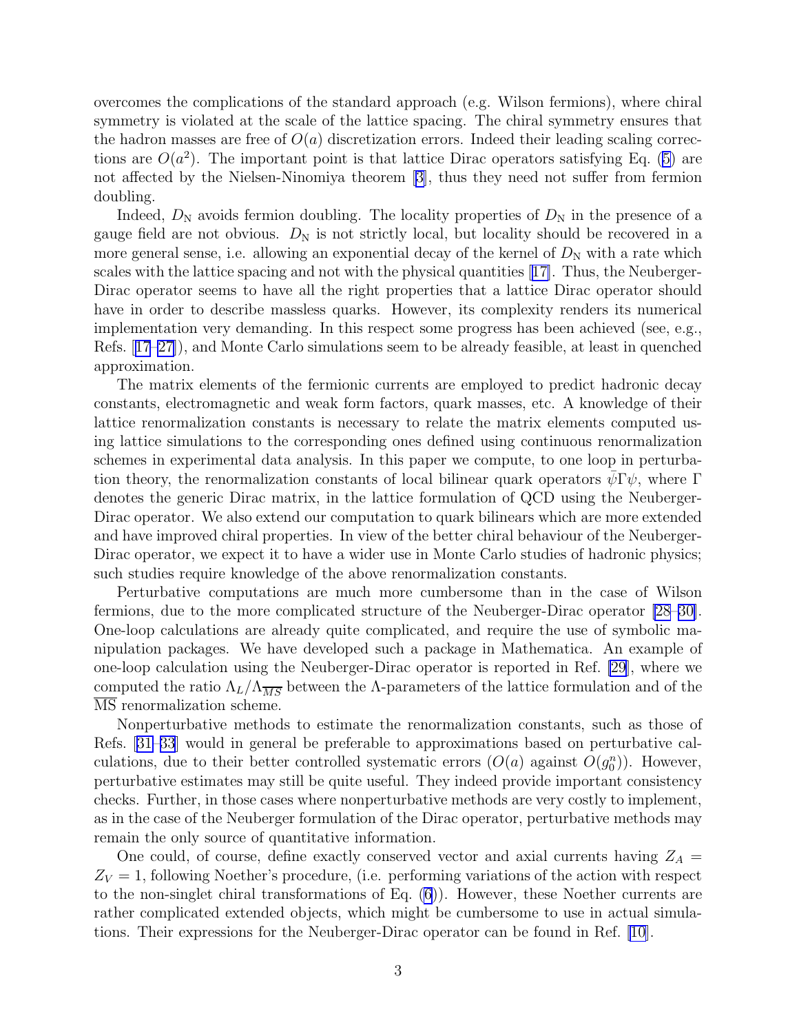overcomes the complications of the standard approach (e.g. Wilson fermions), where chiral symmetry is violated at the scale of the lattice spacing. The chiral symmetry ensures that the hadron masses are free of $O(a)$ discretization errors. Indeed their leading scaling corrections are $O(a^2)$. The important point is that lattice Dirac operators satisfying Eq. (5) are not affected by the Nielsen-Ninomiya theorem [3], thus they need not suffer from fermion doubling.

Indeed, $D_{\rm N}$ avoids fermion doubling. The locality properties of $D_{\rm N}$ in the presence of a gauge field are not obvious. $D_{\rm N}$ is not strictly local, but locality should be recovered in a more general sense, i.e. allowing an exponential decay of the kernel of $D_{\rm N}$ with a rate which scales with the lattice spacing and not with the physical quantities [17]. Thus, the Neuberger-Dirac operator seems to have all the right properties that a lattice Dirac operator should have in order to describe massless quarks. However, its complexity renders its numerical implementation very demanding. In this respect some progress has been achieved (see, e.g., Refs. [17–27]), and Monte Carlo simulations seem to be already feasible, at least in quenched approximation.

The matrix elements of the fermionic currents are employed to predict hadronic decay constants, electromagnetic and weak form factors, quark masses, etc. A knowledge of their lattice renormalization constants is necessary to relate the matrix elements computed using lattice simulations to the corresponding ones defined using continuous renormalization schemes in experimental data analysis. In this paper we compute, to one loop in perturbation theory, the renormalization constants of local bilinear quark operators $\bar{\psi}\Gamma\psi$, where $\Gamma$ denotes the generic Dirac matrix, in the lattice formulation of QCD using the Neuberger-Dirac operator. We also extend our computation to quark bilinears which are more extended and have improved chiral properties. In view of the better chiral behaviour of the Neuberger-Dirac operator, we expect it to have a wider use in Monte Carlo studies of hadronic physics; such studies require knowledge of the above renormalization constants.

Perturbative computations are much more cumbersome than in the case of Wilson fermions, due to the more complicated structure of the Neuberger-Dirac operator [28–30]. One-loop calculations are already quite complicated, and require the use of symbolic manipulation packages. We have developed such a package in Mathematica. An example of one-loop calculation using the Neuberger-Dirac operator is reported in Ref. [29], where we computed the ratio $\Lambda_L/\Lambda_{\overline{MS}}$ between the $\Lambda$-parameters of the lattice formulation and of the $\overline{\rm MS}$ renormalization scheme.

Nonperturbative methods to estimate the renormalization constants, such as those of Refs. [31–33] would in general be preferable to approximations based on perturbative calculations, due to their better controlled systematic errors ($O(a)$ against $O(g_0^n)$). However, perturbative estimates may still be quite useful. They indeed provide important consistency checks. Further, in those cases where nonperturbative methods are very costly to implement, as in the case of the Neuberger formulation of the Dirac operator, perturbative methods may remain the only source of quantitative information.

One could, of course, define exactly conserved vector and axial currents having $Z_A = Z_V = 1$, following Noether's procedure, (i.e. performing variations of the action with respect to the non-singlet chiral transformations of Eq. (6)). However, these Noether currents are rather complicated extended objects, which might be cumbersome to use in actual simulations. Their expressions for the Neuberger-Dirac operator can be found in Ref. [10].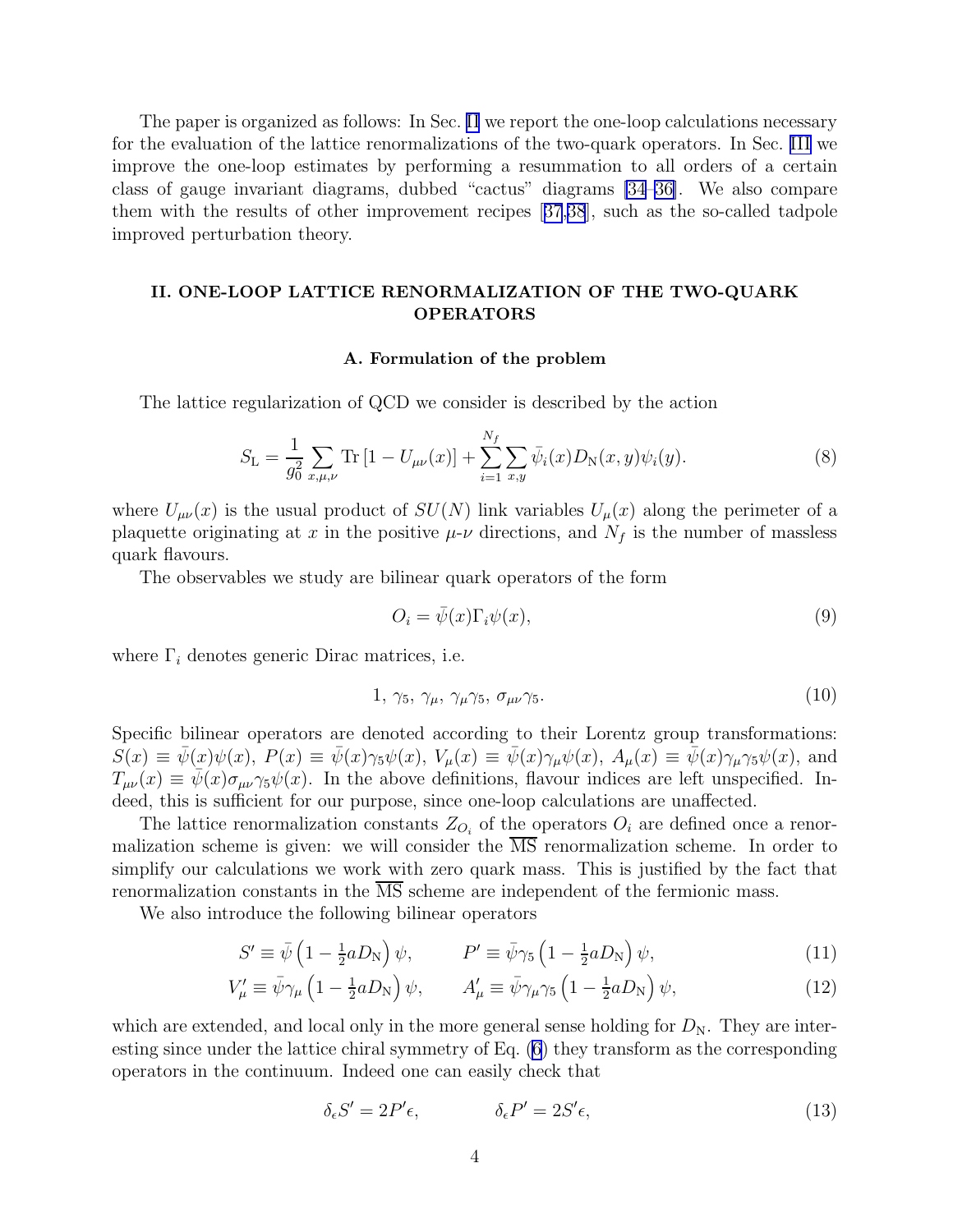The paper is organized as follows: In Sec. II we report the one-loop calculations necessary for the evaluation of the lattice renormalizations of the two-quark operators. In Sec. III we improve the one-loop estimates by performing a resummation to all orders of a certain class of gauge invariant diagrams, dubbed "cactus" diagrams [34–36]. We also compare them with the results of other improvement recipes [37,38], such as the so-called tadpole improved perturbation theory.

## II. ONE-LOOP LATTICE RENORMALIZATION OF THE TWO-QUARK OPERATORS

### A. Formulation of the problem

The lattice regularization of QCD we consider is described by the action

$$S_{\rm L} = \frac{1}{g_0^2}\sum_{x,\mu,\nu} {\rm Tr}\left[1 - U_{\mu\nu}(x)\right] + \sum_{i=1}^{N_f}\sum_{x,y}\bar{\psi}_i(x) D_{\rm N}(x,y)\psi_i(y). \tag{8}$$

where $U_{\mu\nu}(x)$ is the usual product of $SU(N)$ link variables $U_\mu(x)$ along the perimeter of a plaquette originating at $x$ in the positive $\mu$-$\nu$ directions, and $N_f$ is the number of massless quark flavours.

The observables we study are bilinear quark operators of the form

$$O_i = \bar{\psi}(x)\Gamma_i\psi(x), \tag{9}$$

where $\Gamma_i$ denotes generic Dirac matrices, i.e.

$$1,\ \gamma_5,\ \gamma_\mu,\ \gamma_\mu\gamma_5,\ \sigma_{\mu\nu}\gamma_5. \tag{10}$$

Specific bilinear operators are denoted according to their Lorentz group transformations: $S(x) \equiv \bar{\psi}(x)\psi(x)$, $P(x) \equiv \bar{\psi}(x)\gamma_5\psi(x)$, $V_\mu(x) \equiv \bar{\psi}(x)\gamma_\mu\psi(x)$, $A_\mu(x) \equiv \bar{\psi}(x)\gamma_\mu\gamma_5\psi(x)$, and $T_{\mu\nu}(x) \equiv \bar{\psi}(x)\sigma_{\mu\nu}\gamma_5\psi(x)$. In the above definitions, flavour indices are left unspecified. Indeed, this is sufficient for our purpose, since one-loop calculations are unaffected.

The lattice renormalization constants $Z_{O_i}$ of the operators $O_i$ are defined once a renormalization scheme is given: we will consider the $\overline{\rm MS}$ renormalization scheme. In order to simplify our calculations we work with zero quark mass. This is justified by the fact that renormalization constants in the $\overline{\rm MS}$ scheme are independent of the fermionic mass.

We also introduce the following bilinear operators

$$S' \equiv \bar{\psi}\left(1 - \tfrac{1}{2}aD_{\rm N}\right)\psi, \qquad P' \equiv \bar{\psi}\gamma_5\left(1 - \tfrac{1}{2}aD_{\rm N}\right)\psi, \tag{11}$$

$$V'_\mu \equiv \bar{\psi}\gamma_\mu\left(1 - \tfrac{1}{2}aD_{\rm N}\right)\psi, \qquad A'_\mu \equiv \bar{\psi}\gamma_\mu\gamma_5\left(1 - \tfrac{1}{2}aD_{\rm N}\right)\psi, \tag{12}$$

which are extended, and local only in the more general sense holding for $D_{\rm N}$. They are interesting since under the lattice chiral symmetry of Eq. (6) they transform as the corresponding operators in the continuum. Indeed one can easily check that

$$\delta_\epsilon S' = 2P'\epsilon, \qquad \delta_\epsilon P' = 2S'\epsilon, \tag{13}$$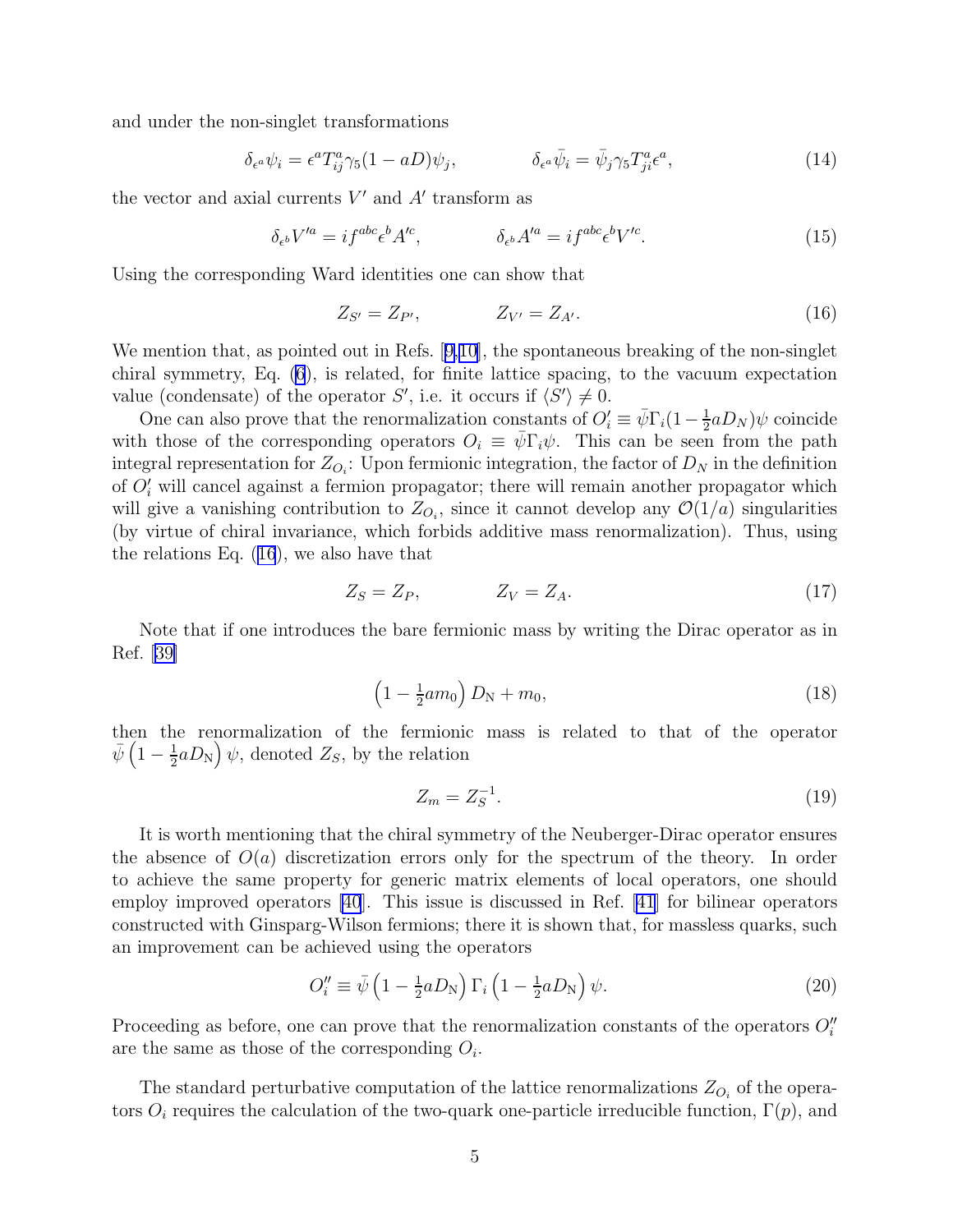and under the non-singlet transformations

$$\delta_{\epsilon^a}\psi_i = \epsilon^a T^a_{ij}\gamma_5(1 - aD)\psi_j, \qquad\qquad \delta_{\epsilon^a}\bar{\psi}_i = \bar{\psi}_j\gamma_5 T^a_{ji}\epsilon^a, \tag{14}$$

the vector and axial currents $V'$ and $A'$ transform as

$$\delta_{\epsilon^b}V'^a = if^{abc}\epsilon^b A'^c, \qquad\qquad \delta_{\epsilon^b}A'^a = if^{abc}\epsilon^b V'^c. \tag{15}$$

Using the corresponding Ward identities one can show that

$$Z_{S'} = Z_{P'}, \qquad\qquad Z_{V'} = Z_{A'}. \tag{16}$$

We mention that, as pointed out in Refs. [9,10], the spontaneous breaking of the non-singlet chiral symmetry, Eq. (6), is related, for finite lattice spacing, to the vacuum expectation value (condensate) of the operator $S'$, i.e. it occurs if $\langle S'\rangle \neq 0$.

One can also prove that the renormalization constants of $O'_i \equiv \bar{\psi}\Gamma_i(1 - \frac{1}{2}aD_N)\psi$ coincide with those of the corresponding operators $O_i \equiv \bar{\psi}\Gamma_i\psi$. This can be seen from the path integral representation for $Z_{O_i}$: Upon fermionic integration, the factor of $D_N$ in the definition of $O'_i$ will cancel against a fermion propagator; there will remain another propagator which will give a vanishing contribution to $Z_{O_i}$, since it cannot develop any $\mathcal{O}(1/a)$ singularities (by virtue of chiral invariance, which forbids additive mass renormalization). Thus, using the relations Eq. (16), we also have that

$$Z_S = Z_P, \qquad\qquad Z_V = Z_A. \tag{17}$$

Note that if one introduces the bare fermionic mass by writing the Dirac operator as in Ref. [39]

$$\left(1 - \tfrac{1}{2}am_0\right)D_{\rm N} + m_0, \tag{18}$$

then the renormalization of the fermionic mass is related to that of the operator $\bar{\psi}\left(1 - \frac{1}{2}aD_{\rm N}\right)\psi$, denoted $Z_S$, by the relation

$$Z_m = Z_S^{-1}. \tag{19}$$

It is worth mentioning that the chiral symmetry of the Neuberger-Dirac operator ensures the absence of $O(a)$ discretization errors only for the spectrum of the theory. In order to achieve the same property for generic matrix elements of local operators, one should employ improved operators [40]. This issue is discussed in Ref. [41] for bilinear operators constructed with Ginsparg-Wilson fermions; there it is shown that, for massless quarks, such an improvement can be achieved using the operators

$$O''_i \equiv \bar{\psi}\left(1 - \tfrac{1}{2}aD_{\rm N}\right)\Gamma_i\left(1 - \tfrac{1}{2}aD_{\rm N}\right)\psi. \tag{20}$$

Proceeding as before, one can prove that the renormalization constants of the operators $O''_i$ are the same as those of the corresponding $O_i$.

The standard perturbative computation of the lattice renormalizations $Z_{O_i}$ of the operators $O_i$ requires the calculation of the two-quark one-particle irreducible function, $\Gamma(p)$, and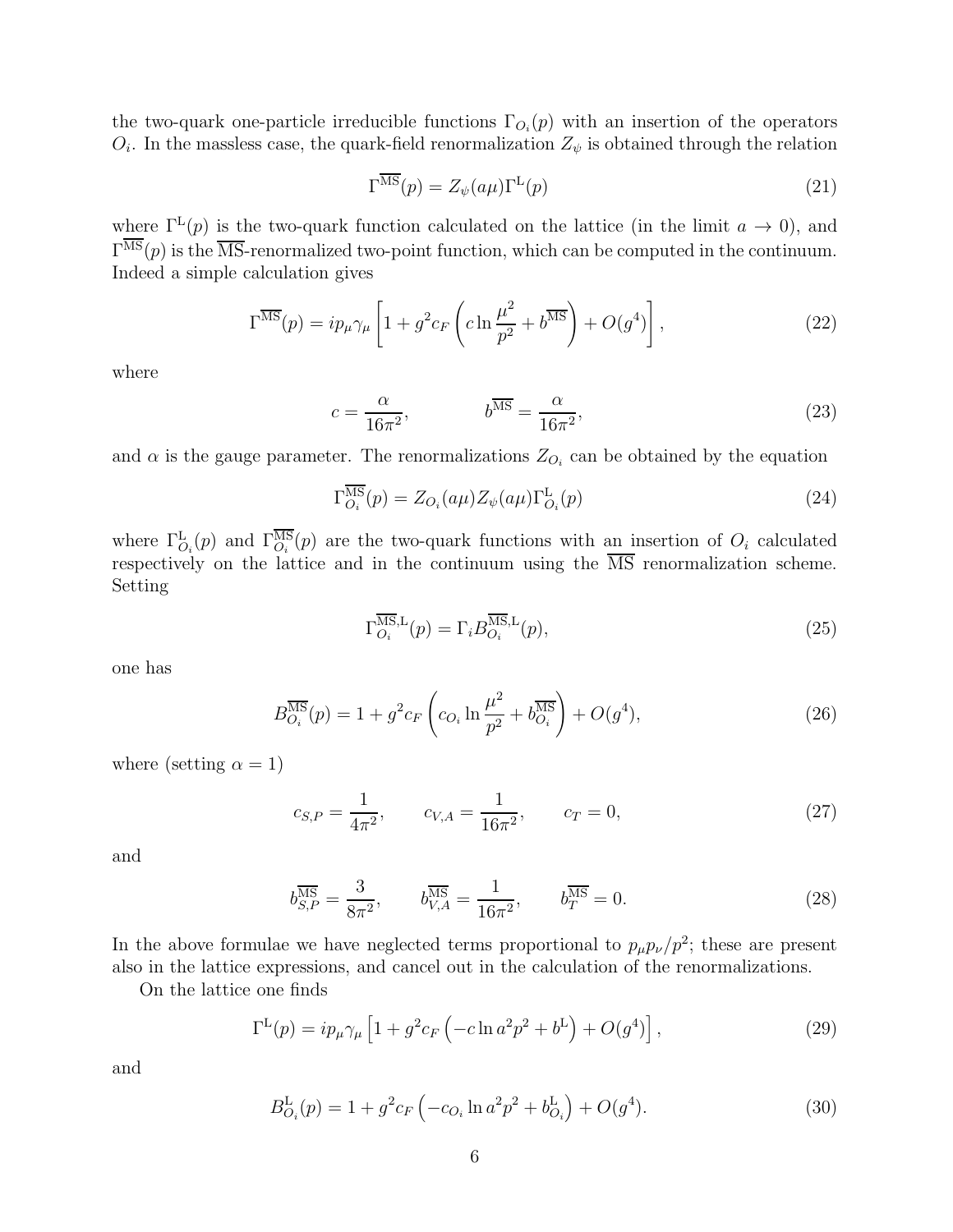the two-quark one-particle irreducible functions $\Gamma_{O_i}(p)$ with an insertion of the operators $O_i$. In the massless case, the quark-field renormalization $Z_\psi$ is obtained through the relation

$$\Gamma^{\overline{\rm MS}}(p) = Z_\psi(a\mu)\Gamma^{\rm L}(p) \tag{21}$$

where $\Gamma^{\rm L}(p)$ is the two-quark function calculated on the lattice (in the limit $a \to 0$), and $\Gamma^{\overline{\rm MS}}(p)$ is the $\overline{\rm MS}$-renormalized two-point function, which can be computed in the continuum. Indeed a simple calculation gives

$$\Gamma^{\overline{\rm MS}}(p) = ip_\mu\gamma_\mu \left[1 + g^2 c_F \left(c \ln\frac{\mu^2}{p^2} + b^{\overline{\rm MS}}\right) + O(g^4)\right], \tag{22}$$

where

$$c = \frac{\alpha}{16\pi^2}, \qquad\qquad b^{\overline{\rm MS}} = \frac{\alpha}{16\pi^2}, \tag{23}$$

and $\alpha$ is the gauge parameter. The renormalizations $Z_{O_i}$ can be obtained by the equation

$$\Gamma^{\overline{\rm MS}}_{O_i}(p) = Z_{O_i}(a\mu)Z_\psi(a\mu)\Gamma^{\rm L}_{O_i}(p) \tag{24}$$

where $\Gamma^{\rm L}_{O_i}(p)$ and $\Gamma^{\overline{\rm MS}}_{O_i}(p)$ are the two-quark functions with an insertion of $O_i$ calculated respectively on the lattice and in the continuum using the $\overline{\rm MS}$ renormalization scheme. Setting

$$\Gamma^{\overline{\rm MS},{\rm L}}_{O_i}(p) = \Gamma_i B^{\overline{\rm MS},{\rm L}}_{O_i}(p), \tag{25}$$

one has

$$B^{\overline{\rm MS}}_{O_i}(p) = 1 + g^2 c_F \left(c_{O_i} \ln\frac{\mu^2}{p^2} + b^{\overline{\rm MS}}_{O_i}\right) + O(g^4), \tag{26}$$

where (setting $\alpha = 1$)

$$c_{S,P} = \frac{1}{4\pi^2}, \qquad c_{V,A} = \frac{1}{16\pi^2}, \qquad c_T = 0, \tag{27}$$

and

$$b^{\overline{\rm MS}}_{S,P} = \frac{3}{8\pi^2}, \qquad b^{\overline{\rm MS}}_{V,A} = \frac{1}{16\pi^2}, \qquad b^{\overline{\rm MS}}_{T} = 0. \tag{28}$$

In the above formulae we have neglected terms proportional to $p_\mu p_\nu/p^2$; these are present also in the lattice expressions, and cancel out in the calculation of the renormalizations.

On the lattice one finds

$$\Gamma^{\rm L}(p) = ip_\mu\gamma_\mu \left[1 + g^2 c_F \left(-c \ln a^2p^2 + b^{\rm L}\right) + O(g^4)\right], \tag{29}$$

and

$$B^{\rm L}_{O_i}(p) = 1 + g^2 c_F \left(-c_{O_i} \ln a^2p^2 + b^{\rm L}_{O_i}\right) + O(g^4). \tag{30}$$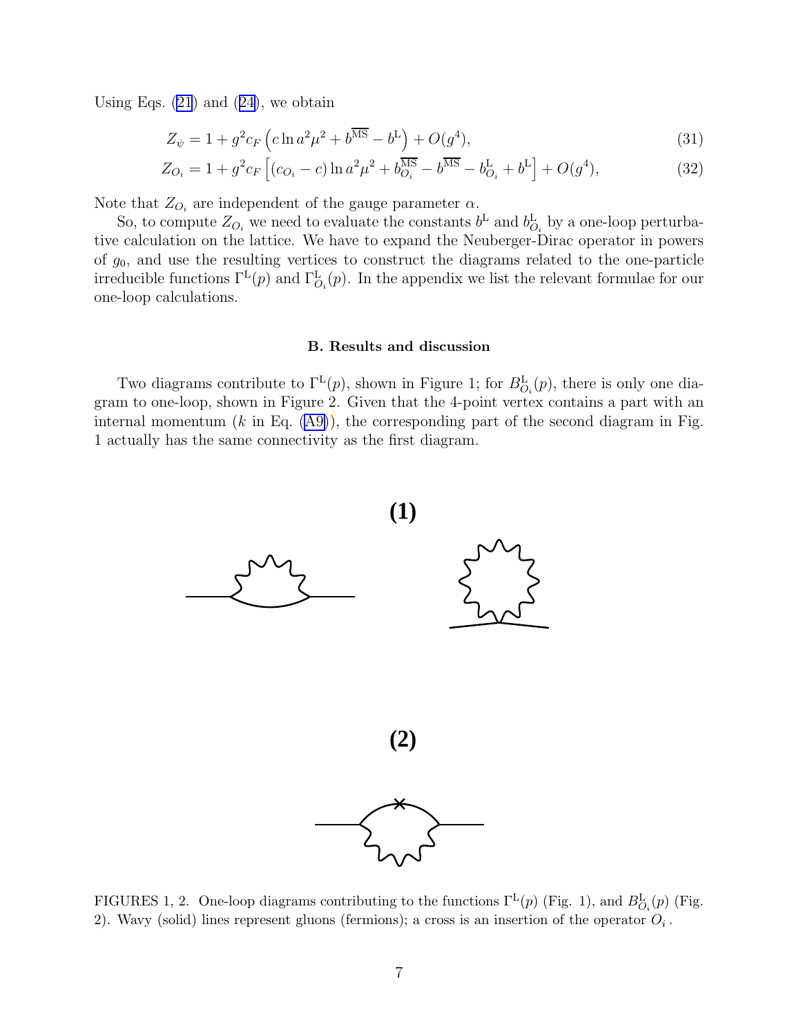Using Eqs. (21) and (24), we obtain

$$Z_\psi = 1 + g^2 c_F \left( c \ln a^2\mu^2 + b^{\overline{\rm MS}} - b^{\rm L} \right) + O(g^4), \tag{31}$$

$$Z_{O_i} = 1 + g^2 c_F \left[ (c_{O_i} - c) \ln a^2\mu^2 + b^{\overline{\rm MS}}_{O_i} - b^{\overline{\rm MS}} - b^{\rm L}_{O_i} + b^{\rm L} \right] + O(g^4), \tag{32}$$

Note that $Z_{O_i}$ are independent of the gauge parameter $\alpha$.

So, to compute $Z_{O_i}$ we need to evaluate the constants $b^{\rm L}$ and $b^{\rm L}_{O_i}$ by a one-loop perturbative calculation on the lattice. We have to expand the Neuberger-Dirac operator in powers of $g_0$, and use the resulting vertices to construct the diagrams related to the one-particle irreducible functions $\Gamma^{\rm L}(p)$ and $\Gamma^{\rm L}_{O_i}(p)$. In the appendix we list the relevant formulae for our one-loop calculations.

### B. Results and discussion

Two diagrams contribute to $\Gamma^{\rm L}(p)$, shown in Figure 1; for $B^{\rm L}_{O_i}(p)$, there is only one diagram to one-loop, shown in Figure 2. Given that the 4-point vertex contains a part with an internal momentum ($k$ in Eq. (A9)), the corresponding part of the second diagram in Fig. 1 actually has the same connectivity as the first diagram.

**(1)**

**(2)**

FIGURES 1, 2. One-loop diagrams contributing to the functions $\Gamma^{\rm L}(p)$ (Fig. 1), and $B^{\rm L}_{O_i}(p)$ (Fig. 2). Wavy (solid) lines represent gluons (fermions); a cross is an insertion of the operator $O_i$.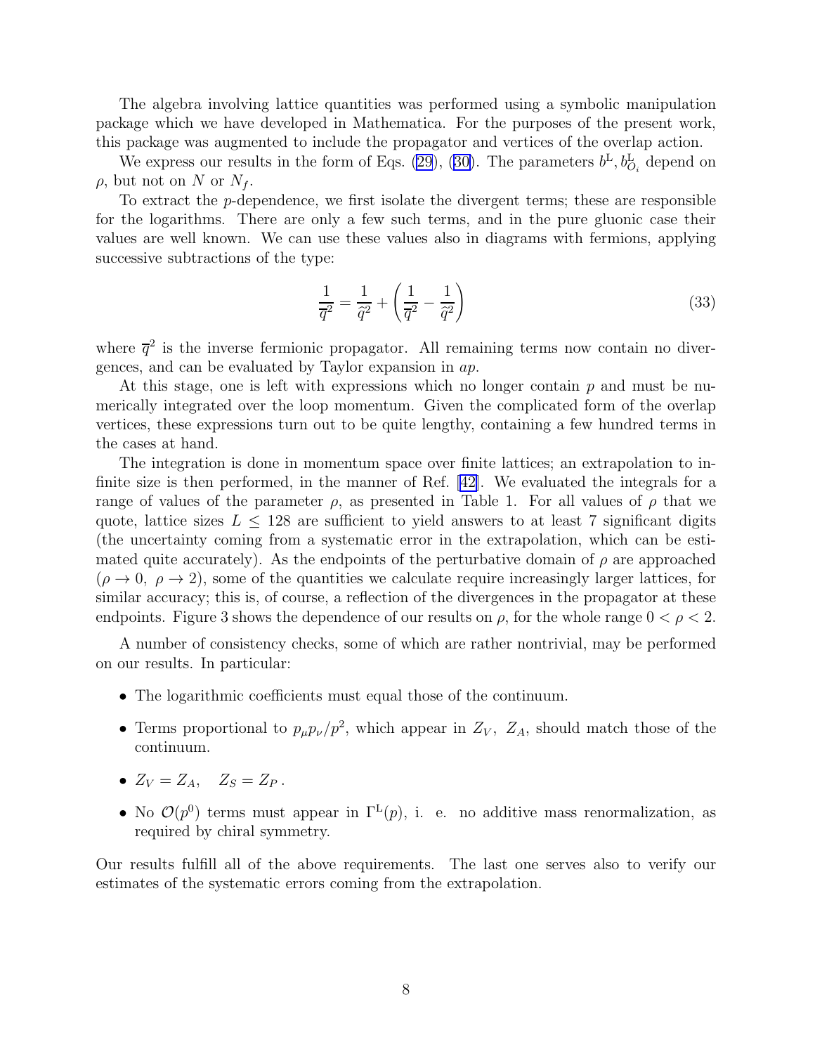The algebra involving lattice quantities was performed using a symbolic manipulation package which we have developed in Mathematica. For the purposes of the present work, this package was augmented to include the propagator and vertices of the overlap action.

We express our results in the form of Eqs. (29), (30). The parameters $b^{\rm L}, b^{\rm L}_{\mathcal{O}_i}$ depend on $\rho$, but not on $N$ or $N_f$.

To extract the $p$-dependence, we first isolate the divergent terms; these are responsible for the logarithms. There are only a few such terms, and in the pure gluonic case their values are well known. We can use these values also in diagrams with fermions, applying successive subtractions of the type:

$$\frac{1}{\overline{q}^2} = \frac{1}{\widehat{q}^2} + \left(\frac{1}{\overline{q}^2} - \frac{1}{\widehat{q}^2}\right) \tag{33}$$

where $\overline{q}^2$ is the inverse fermionic propagator. All remaining terms now contain no divergences, and can be evaluated by Taylor expansion in $ap$.

At this stage, one is left with expressions which no longer contain $p$ and must be numerically integrated over the loop momentum. Given the complicated form of the overlap vertices, these expressions turn out to be quite lengthy, containing a few hundred terms in the cases at hand.

The integration is done in momentum space over finite lattices; an extrapolation to infinite size is then performed, in the manner of Ref. [42]. We evaluated the integrals for a range of values of the parameter $\rho$, as presented in Table 1. For all values of $\rho$ that we quote, lattice sizes $L \leq 128$ are sufficient to yield answers to at least 7 significant digits (the uncertainty coming from a systematic error in the extrapolation, which can be estimated quite accurately). As the endpoints of the perturbative domain of $\rho$ are approached ($\rho \to 0,\ \rho \to 2$), some of the quantities we calculate require increasingly larger lattices, for similar accuracy; this is, of course, a reflection of the divergences in the propagator at these endpoints. Figure 3 shows the dependence of our results on $\rho$, for the whole range $0 < \rho < 2$.

A number of consistency checks, some of which are rather nontrivial, may be performed on our results. In particular:

- The logarithmic coefficients must equal those of the continuum.
- Terms proportional to $p_\mu p_\nu / p^2$, which appear in $Z_V,\ Z_A$, should match those of the continuum.
- $Z_V = Z_A, \quad Z_S = Z_P\,.$
- No $\mathcal{O}(p^0)$ terms must appear in $\Gamma^{\rm L}(p)$, i. e. no additive mass renormalization, as required by chiral symmetry.

Our results fulfill all of the above requirements. The last one serves also to verify our estimates of the systematic errors coming from the extrapolation.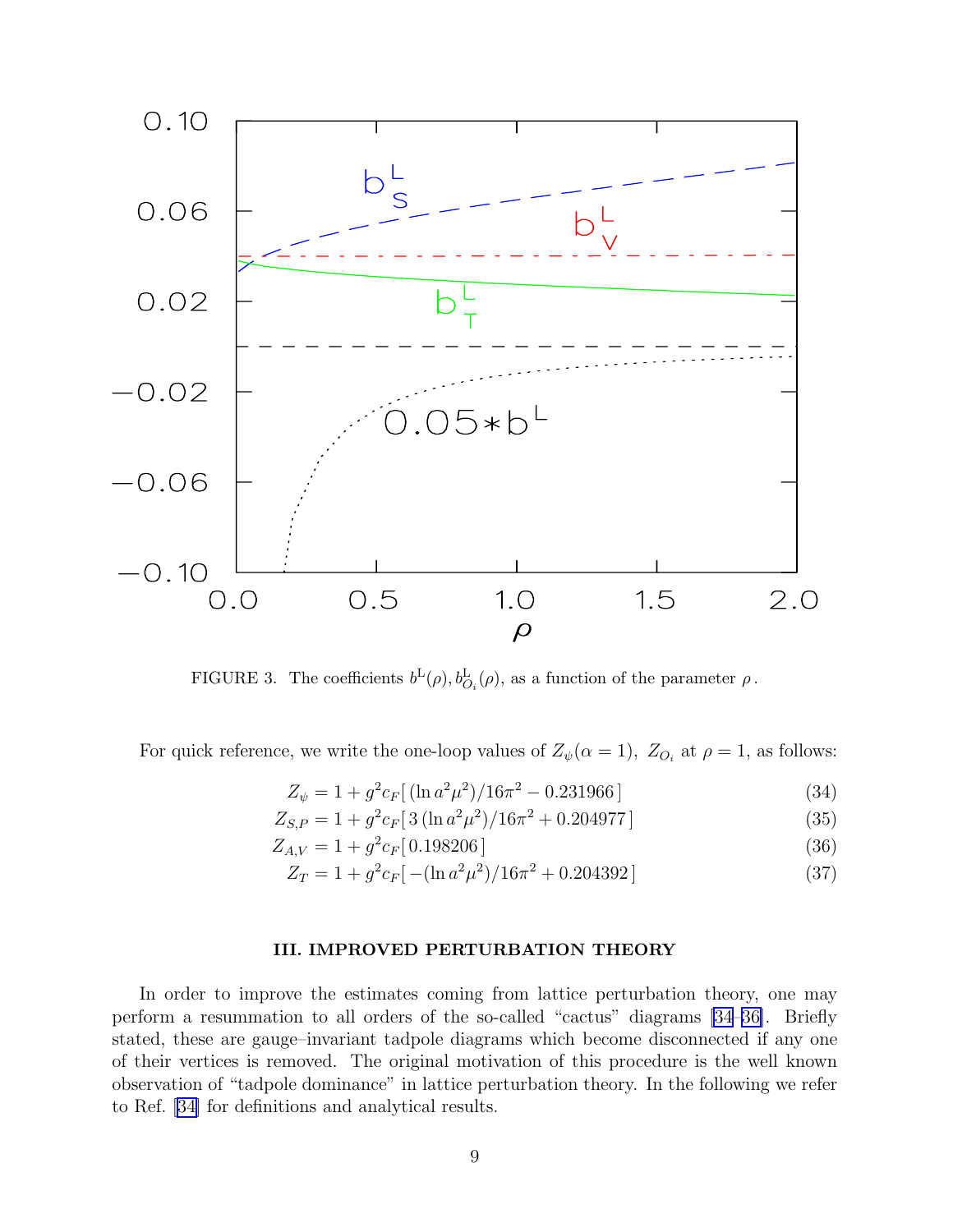FIGURE 3. The coefficients $b^{\rm L}(\rho), b^{\rm L}_{O_i}(\rho)$, as a function of the parameter $\rho$.

For quick reference, we write the one-loop values of $Z_\psi(\alpha=1),\ Z_{O_i}$ at $\rho=1$, as follows:

$$Z_\psi = 1 + g^2 c_F [\,(\ln a^2\mu^2)/16\pi^2 - 0.231966\,] \tag{34}$$

$$Z_{S,P} = 1 + g^2 c_F [\,3\,(\ln a^2\mu^2)/16\pi^2 + 0.204977\,] \tag{35}$$

$$Z_{A,V} = 1 + g^2 c_F [\,0.198206\,] \tag{36}$$

$$Z_T = 1 + g^2 c_F [\,-(\ln a^2\mu^2)/16\pi^2 + 0.204392\,] \tag{37}$$

## III. IMPROVED PERTURBATION THEORY

In order to improve the estimates coming from lattice perturbation theory, one may perform a resummation to all orders of the so-called "cactus" diagrams [34–36]. Briefly stated, these are gauge–invariant tadpole diagrams which become disconnected if any one of their vertices is removed. The original motivation of this procedure is the well known observation of "tadpole dominance" in lattice perturbation theory. In the following we refer to Ref. [34] for definitions and analytical results.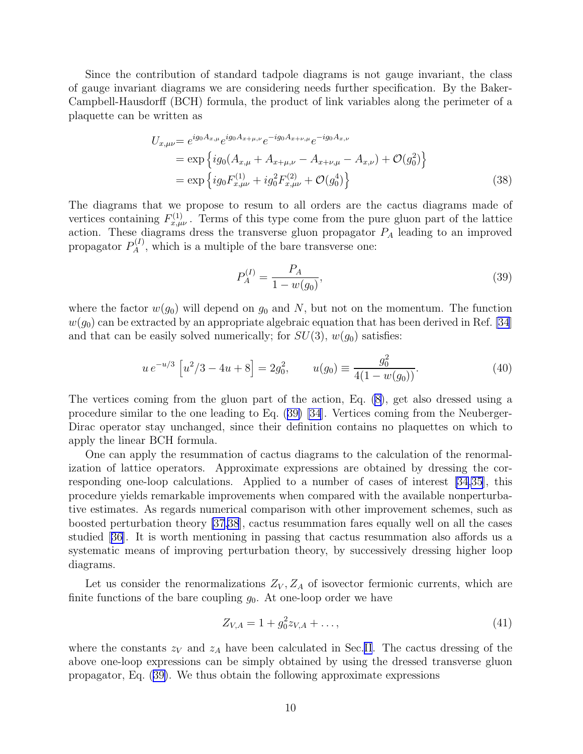Since the contribution of standard tadpole diagrams is not gauge invariant, the class of gauge invariant diagrams we are considering needs further specification. By the Baker-Campbell-Hausdorff (BCH) formula, the product of link variables along the perimeter of a plaquette can be written as

$$
\begin{aligned}
U_{x,\mu\nu} &= e^{ig_0 A_{x,\mu}} e^{ig_0 A_{x+\mu,\nu}} e^{-ig_0 A_{x+\nu,\mu}} e^{-ig_0 A_{x,\nu}} \\
&= \exp\left\{ ig_0 (A_{x,\mu} + A_{x+\mu,\nu} - A_{x+\nu,\mu} - A_{x,\nu}) + \mathcal{O}(g_0^2) \right\} \\
&= \exp\left\{ ig_0 F^{(1)}_{x,\mu\nu} + ig_0^2 F^{(2)}_{x,\mu\nu} + \mathcal{O}(g_0^4) \right\}
\end{aligned}
\tag{38}
$$

The diagrams that we propose to resum to all orders are the cactus diagrams made of vertices containing $F^{(1)}_{x,\mu\nu}$. Terms of this type come from the pure gluon part of the lattice action. These diagrams dress the transverse gluon propagator $P_A$ leading to an improved propagator $P_A^{(I)}$, which is a multiple of the bare transverse one:

$$
P_A^{(I)} = \frac{P_A}{1 - w(g_0)},
\tag{39}
$$

where the factor $w(g_0)$ will depend on $g_0$ and $N$, but not on the momentum. The function $w(g_0)$ can be extracted by an appropriate algebraic equation that has been derived in Ref. [34] and that can be easily solved numerically; for $SU(3)$, $w(g_0)$ satisfies:

$$
u\, e^{-u/3} \left[ u^2/3 - 4u + 8 \right] = 2g_0^2, \qquad u(g_0) \equiv \frac{g_0^2}{4(1 - w(g_0))}.
\tag{40}
$$

The vertices coming from the gluon part of the action, Eq. (8), get also dressed using a procedure similar to the one leading to Eq. (39) [34]. Vertices coming from the Neuberger-Dirac operator stay unchanged, since their definition contains no plaquettes on which to apply the linear BCH formula.

One can apply the resummation of cactus diagrams to the calculation of the renormalization of lattice operators. Approximate expressions are obtained by dressing the corresponding one-loop calculations. Applied to a number of cases of interest [34,35], this procedure yields remarkable improvements when compared with the available nonperturbative estimates. As regards numerical comparison with other improvement schemes, such as boosted perturbation theory [37,38], cactus resummation fares equally well on all the cases studied [36]. It is worth mentioning in passing that cactus resummation also affords us a systematic means of improving perturbation theory, by successively dressing higher loop diagrams.

Let us consider the renormalizations $Z_V, Z_A$ of isovector fermionic currents, which are finite functions of the bare coupling $g_0$. At one-loop order we have

$$
Z_{V,A} = 1 + g_0^2 z_{V,A} + \ldots,
\tag{41}
$$

where the constants $z_V$ and $z_A$ have been calculated in Sec. II. The cactus dressing of the above one-loop expressions can be simply obtained by using the dressed transverse gluon propagator, Eq. (39). We thus obtain the following approximate expressions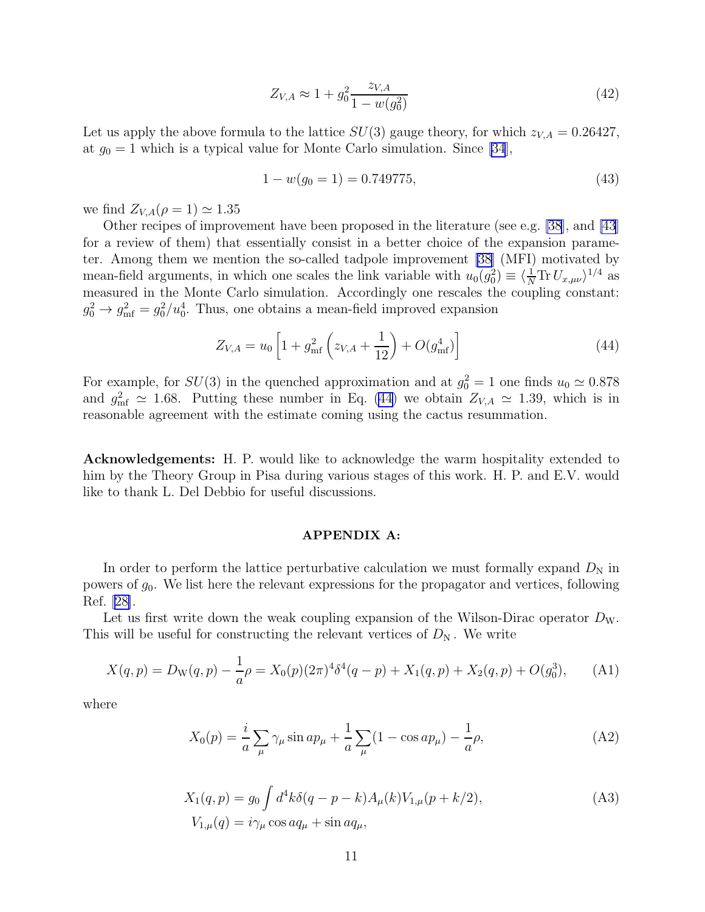$$
Z_{V,A} \approx 1 + g_0^2 \frac{z_{V,A}}{1 - w(g_0^2)} \tag{42}
$$

Let us apply the above formula to the lattice $SU(3)$ gauge theory, for which $z_{V,A} = 0.26427$, at $g_0 = 1$ which is a typical value for Monte Carlo simulation. Since [34],

$$
1 - w(g_0 = 1) = 0.749775, \tag{43}
$$

we find $Z_{V,A}(\rho = 1) \simeq 1.35$

Other recipes of improvement have been proposed in the literature (see e.g. [38], and [43] for a review of them) that essentially consist in a better choice of the expansion parameter. Among them we mention the so-called tadpole improvement [38] (MFI) motivated by mean-field arguments, in which one scales the link variable with $u_0(g_0^2) \equiv \langle \frac{1}{N} \mathrm{Tr}\, U_{x,\mu\nu} \rangle^{1/4}$ as measured in the Monte Carlo simulation. Accordingly one rescales the coupling constant: $g_0^2 \to g_{\rm mf}^2 = g_0^2/u_0^4$. Thus, one obtains a mean-field improved expansion

$$
Z_{V,A} = u_0 \left[ 1 + g_{\rm mf}^2 \left( z_{V,A} + \frac{1}{12} \right) + O(g_{\rm mf}^4) \right] \tag{44}
$$

For example, for $SU(3)$ in the quenched approximation and at $g_0^2 = 1$ one finds $u_0 \simeq 0.878$ and $g_{\rm mf}^2 \simeq 1.68$. Putting these number in Eq. (44) we obtain $Z_{V,A} \simeq 1.39$, which is in reasonable agreement with the estimate coming using the cactus resummation.

**Acknowledgements:** H. P. would like to acknowledge the warm hospitality extended to him by the Theory Group in Pisa during various stages of this work. H. P. and E.V. would like to thank L. Del Debbio for useful discussions.

## APPENDIX A:

In order to perform the lattice perturbative calculation we must formally expand $D_{\rm N}$ in powers of $g_0$. We list here the relevant expressions for the propagator and vertices, following Ref. [28].

Let us first write down the weak coupling expansion of the Wilson-Dirac operator $D_{\rm W}$. This will be useful for constructing the relevant vertices of $D_{\rm N}$. We write

$$
X(q,p) = D_{\rm W}(q,p) - \frac{1}{a}\rho = X_0(p)(2\pi)^4\delta^4(q-p) + X_1(q,p) + X_2(q,p) + O(g_0^3), \tag{A1}
$$

where

$$
X_0(p) = \frac{i}{a}\sum_\mu \gamma_\mu \sin ap_\mu + \frac{1}{a}\sum_\mu (1 - \cos ap_\mu) - \frac{1}{a}\rho, \tag{A2}
$$

$$
\begin{aligned}
X_1(q,p) &= g_0 \int d^4k\, \delta(q - p - k) A_\mu(k) V_{1,\mu}(p + k/2), \\
V_{1,\mu}(q) &= i\gamma_\mu \cos aq_\mu + \sin aq_\mu,
\end{aligned} \tag{A3}
$$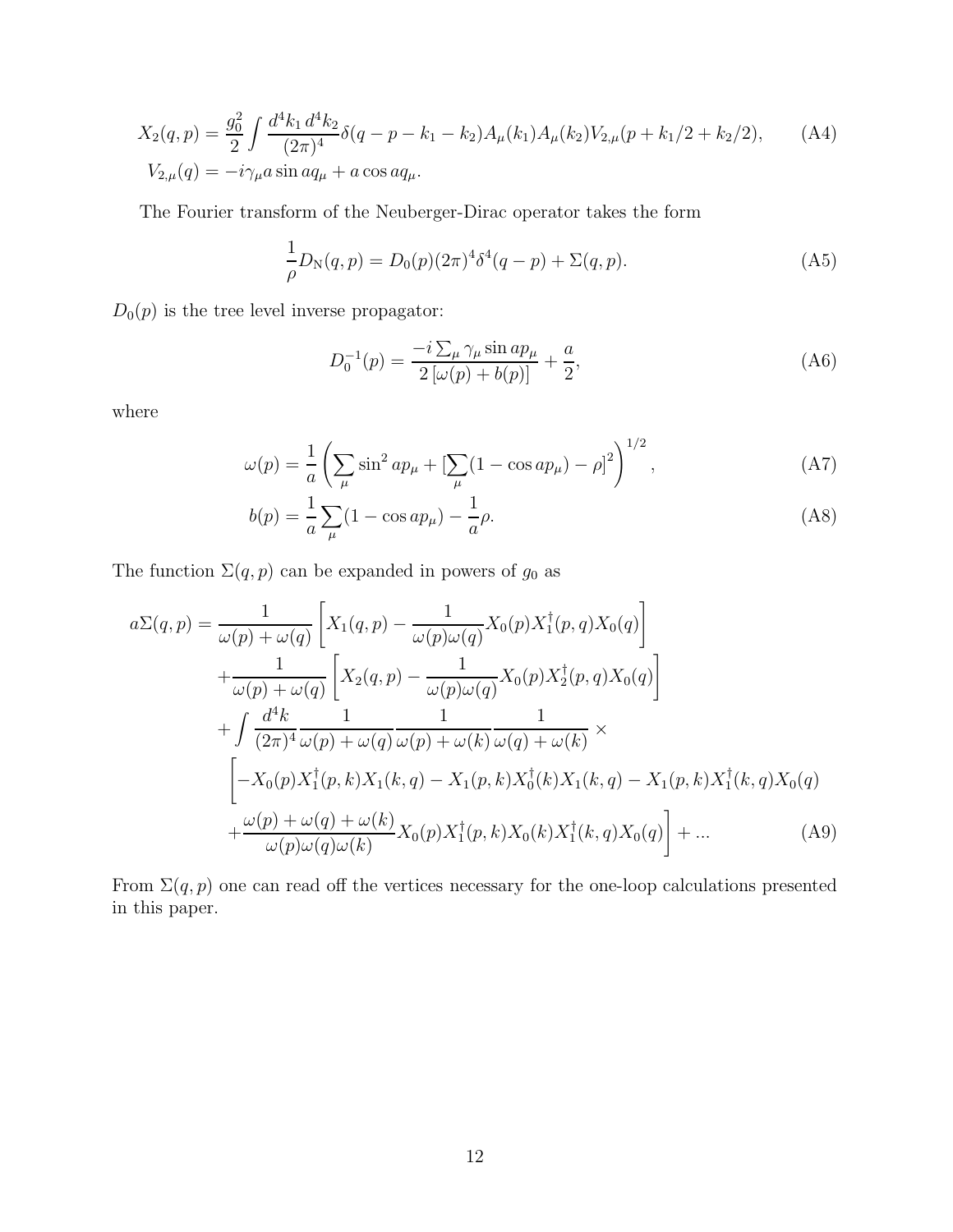$$
X_2(q,p) = \frac{g_0^2}{2} \int \frac{d^4k_1\, d^4k_2}{(2\pi)^4} \delta(q-p-k_1-k_2) A_\mu(k_1) A_\mu(k_2) V_{2,\mu}(p+k_1/2+k_2/2), \tag{A4}
$$
$$
V_{2,\mu}(q) = -i\gamma_\mu a \sin aq_\mu + a\cos aq_\mu.
$$

The Fourier transform of the Neuberger-Dirac operator takes the form

$$
\frac{1}{\rho} D_{\rm N}(q,p) = D_0(p)(2\pi)^4 \delta^4(q-p) + \Sigma(q,p). \tag{A5}
$$

$D_0(p)$ is the tree level inverse propagator:

$$
D_0^{-1}(p) = \frac{-i\sum_\mu \gamma_\mu \sin ap_\mu}{2\left[\omega(p)+b(p)\right]} + \frac{a}{2}, \tag{A6}
$$

where

$$
\omega(p) = \frac{1}{a} \left( \sum_\mu \sin^2 ap_\mu + [\sum_\mu (1-\cos ap_\mu) - \rho]^2 \right)^{1/2}, \tag{A7}
$$

$$
b(p) = \frac{1}{a} \sum_\mu (1-\cos ap_\mu) - \frac{1}{a}\rho. \tag{A8}
$$

The function $\Sigma(q,p)$ can be expanded in powers of $g_0$ as

$$
\begin{aligned}
a\Sigma(q,p) = {} & \frac{1}{\omega(p)+\omega(q)} \left[ X_1(q,p) - \frac{1}{\omega(p)\omega(q)} X_0(p) X_1^\dagger(p,q) X_0(q) \right] \\
& + \frac{1}{\omega(p)+\omega(q)} \left[ X_2(q,p) - \frac{1}{\omega(p)\omega(q)} X_0(p) X_2^\dagger(p,q) X_0(q) \right] \\
& + \int \frac{d^4k}{(2\pi)^4} \frac{1}{\omega(p)+\omega(q)} \frac{1}{\omega(p)+\omega(k)} \frac{1}{\omega(q)+\omega(k)} \times \\
& \Bigg[ -X_0(p) X_1^\dagger(p,k) X_1(k,q) - X_1(p,k) X_0^\dagger(k) X_1(k,q) - X_1(p,k) X_1^\dagger(k,q) X_0(q) \\
& + \frac{\omega(p)+\omega(q)+\omega(k)}{\omega(p)\omega(q)\omega(k)} X_0(p) X_1^\dagger(p,k) X_0(k) X_1^\dagger(k,q) X_0(q) \Bigg] + \ldots
\end{aligned} \tag{A9}
$$

From $\Sigma(q,p)$ one can read off the vertices necessary for the one-loop calculations presented in this paper.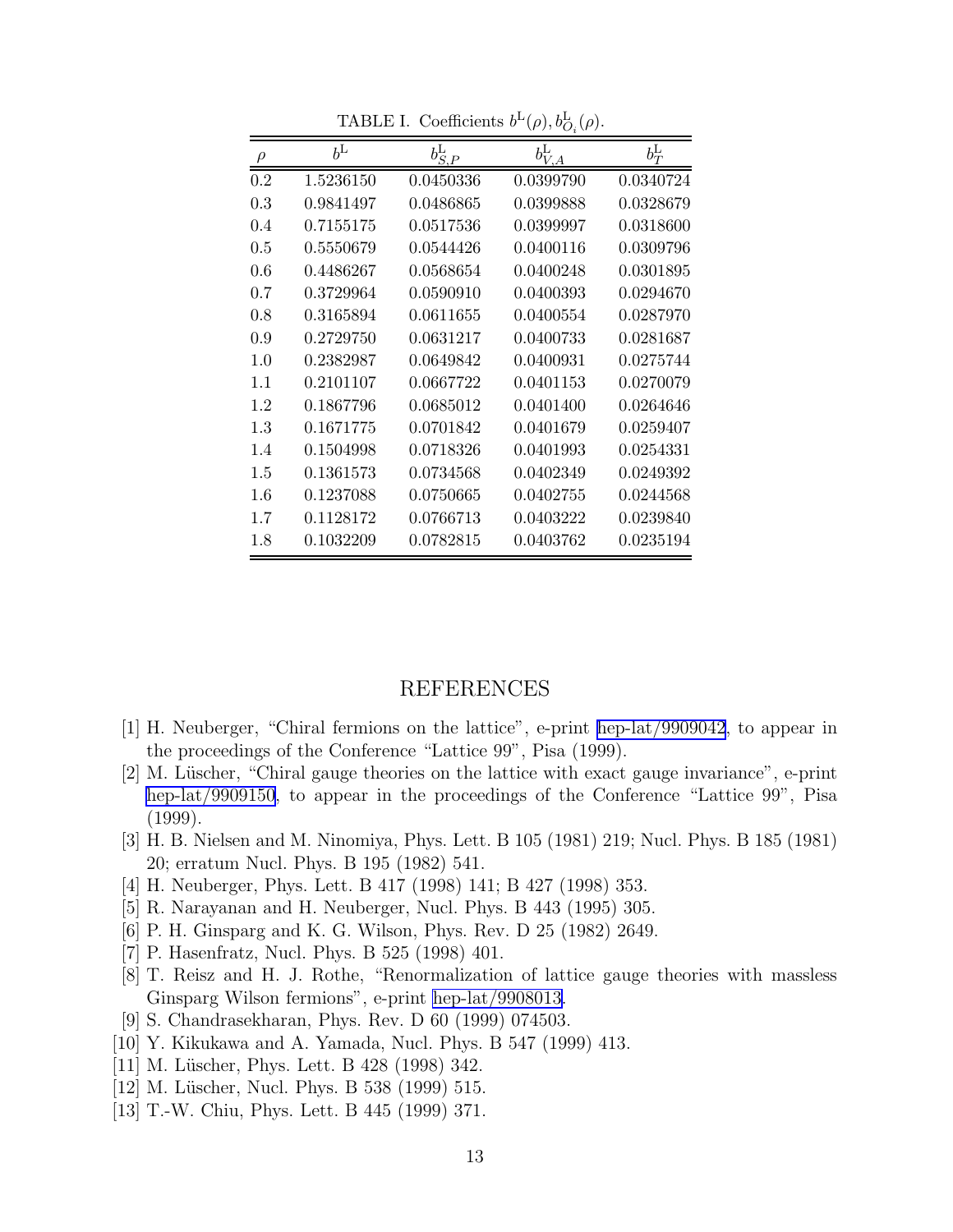TABLE I. Coefficients $b^{\mathrm{L}}(\rho), b^{\mathrm{L}}_{O_i}(\rho)$.

| $\rho$ | $b^{\mathrm{L}}$ | $b^{\mathrm{L}}_{S,P}$ | $b^{\mathrm{L}}_{V,A}$ | $b^{\mathrm{L}}_{T}$ |
|---|---|---|---|---|
| 0.2 | 1.5236150 | 0.0450336 | 0.0399790 | 0.0340724 |
| 0.3 | 0.9841497 | 0.0486865 | 0.0399888 | 0.0328679 |
| 0.4 | 0.7155175 | 0.0517536 | 0.0399997 | 0.0318600 |
| 0.5 | 0.5550679 | 0.0544426 | 0.0400116 | 0.0309796 |
| 0.6 | 0.4486267 | 0.0568654 | 0.0400248 | 0.0301895 |
| 0.7 | 0.3729964 | 0.0590910 | 0.0400393 | 0.0294670 |
| 0.8 | 0.3165894 | 0.0611655 | 0.0400554 | 0.0287970 |
| 0.9 | 0.2729750 | 0.0631217 | 0.0400733 | 0.0281687 |
| 1.0 | 0.2382987 | 0.0649842 | 0.0400931 | 0.0275744 |
| 1.1 | 0.2101107 | 0.0667722 | 0.0401153 | 0.0270079 |
| 1.2 | 0.1867796 | 0.0685012 | 0.0401400 | 0.0264646 |
| 1.3 | 0.1671775 | 0.0701842 | 0.0401679 | 0.0259407 |
| 1.4 | 0.1504998 | 0.0718326 | 0.0401993 | 0.0254331 |
| 1.5 | 0.1361573 | 0.0734568 | 0.0402349 | 0.0249392 |
| 1.6 | 0.1237088 | 0.0750665 | 0.0402755 | 0.0244568 |
| 1.7 | 0.1128172 | 0.0766713 | 0.0403222 | 0.0239840 |
| 1.8 | 0.1032209 | 0.0782815 | 0.0403762 | 0.0235194 |

# REFERENCES

[1] H. Neuberger, "Chiral fermions on the lattice", e-print hep-lat/9909042, to appear in the proceedings of the Conference "Lattice 99", Pisa (1999).

[2] M. Lüscher, "Chiral gauge theories on the lattice with exact gauge invariance", e-print hep-lat/9909150, to appear in the proceedings of the Conference "Lattice 99", Pisa (1999).

[3] H. B. Nielsen and M. Ninomiya, Phys. Lett. B 105 (1981) 219; Nucl. Phys. B 185 (1981) 20; erratum Nucl. Phys. B 195 (1982) 541.

[4] H. Neuberger, Phys. Lett. B 417 (1998) 141; B 427 (1998) 353.

[5] R. Narayanan and H. Neuberger, Nucl. Phys. B 443 (1995) 305.

[6] P. H. Ginsparg and K. G. Wilson, Phys. Rev. D 25 (1982) 2649.

[7] P. Hasenfratz, Nucl. Phys. B 525 (1998) 401.

[8] T. Reisz and H. J. Rothe, "Renormalization of lattice gauge theories with massless Ginsparg Wilson fermions", e-print hep-lat/9908013.

[9] S. Chandrasekharan, Phys. Rev. D 60 (1999) 074503.

[10] Y. Kikukawa and A. Yamada, Nucl. Phys. B 547 (1999) 413.

[11] M. Lüscher, Phys. Lett. B 428 (1998) 342.

[12] M. Lüscher, Nucl. Phys. B 538 (1999) 515.

[13] T.-W. Chiu, Phys. Lett. B 445 (1999) 371.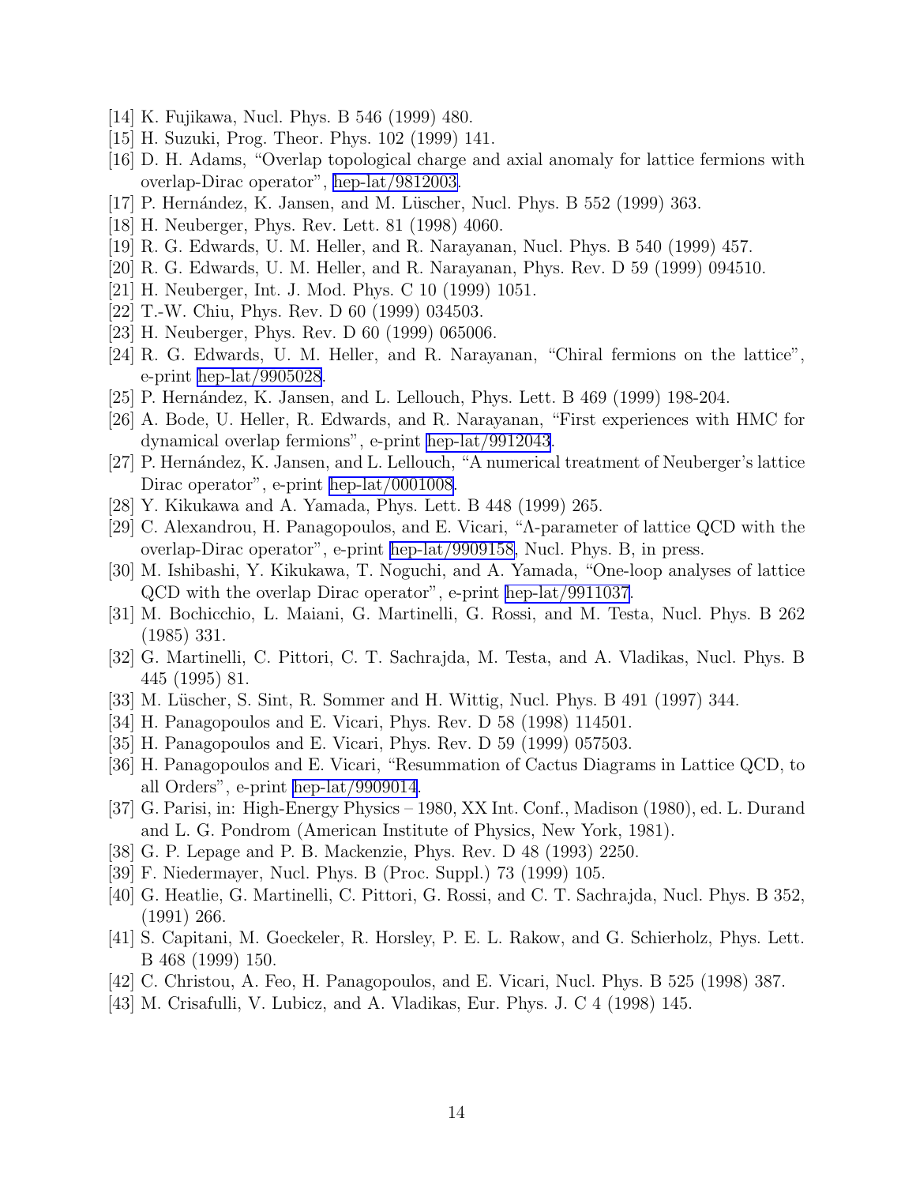[14] K. Fujikawa, Nucl. Phys. B 546 (1999) 480.

[15] H. Suzuki, Prog. Theor. Phys. 102 (1999) 141.

[16] D. H. Adams, "Overlap topological charge and axial anomaly for lattice fermions with overlap-Dirac operator", hep-lat/9812003.

[17] P. Hernández, K. Jansen, and M. Lüscher, Nucl. Phys. B 552 (1999) 363.

[18] H. Neuberger, Phys. Rev. Lett. 81 (1998) 4060.

[19] R. G. Edwards, U. M. Heller, and R. Narayanan, Nucl. Phys. B 540 (1999) 457.

[20] R. G. Edwards, U. M. Heller, and R. Narayanan, Phys. Rev. D 59 (1999) 094510.

[21] H. Neuberger, Int. J. Mod. Phys. C 10 (1999) 1051.

[22] T.-W. Chiu, Phys. Rev. D 60 (1999) 034503.

[23] H. Neuberger, Phys. Rev. D 60 (1999) 065006.

[24] R. G. Edwards, U. M. Heller, and R. Narayanan, "Chiral fermions on the lattice", e-print hep-lat/9905028.

[25] P. Hernández, K. Jansen, and L. Lellouch, Phys. Lett. B 469 (1999) 198-204.

[26] A. Bode, U. Heller, R. Edwards, and R. Narayanan, "First experiences with HMC for dynamical overlap fermions", e-print hep-lat/9912043.

[27] P. Hernández, K. Jansen, and L. Lellouch, "A numerical treatment of Neuberger's lattice Dirac operator", e-print hep-lat/0001008.

[28] Y. Kikukawa and A. Yamada, Phys. Lett. B 448 (1999) 265.

[29] C. Alexandrou, H. Panagopoulos, and E. Vicari, "$\Lambda$-parameter of lattice QCD with the overlap-Dirac operator", e-print hep-lat/9909158, Nucl. Phys. B, in press.

[30] M. Ishibashi, Y. Kikukawa, T. Noguchi, and A. Yamada, "One-loop analyses of lattice QCD with the overlap Dirac operator", e-print hep-lat/9911037.

[31] M. Bochicchio, L. Maiani, G. Martinelli, G. Rossi, and M. Testa, Nucl. Phys. B 262 (1985) 331.

[32] G. Martinelli, C. Pittori, C. T. Sachrajda, M. Testa, and A. Vladikas, Nucl. Phys. B 445 (1995) 81.

[33] M. Lüscher, S. Sint, R. Sommer and H. Wittig, Nucl. Phys. B 491 (1997) 344.

[34] H. Panagopoulos and E. Vicari, Phys. Rev. D 58 (1998) 114501.

[35] H. Panagopoulos and E. Vicari, Phys. Rev. D 59 (1999) 057503.

[36] H. Panagopoulos and E. Vicari, "Resummation of Cactus Diagrams in Lattice QCD, to all Orders", e-print hep-lat/9909014.

[37] G. Parisi, in: High-Energy Physics – 1980, XX Int. Conf., Madison (1980), ed. L. Durand and L. G. Pondrom (American Institute of Physics, New York, 1981).

[38] G. P. Lepage and P. B. Mackenzie, Phys. Rev. D 48 (1993) 2250.

[39] F. Niedermayer, Nucl. Phys. B (Proc. Suppl.) 73 (1999) 105.

[40] G. Heatlie, G. Martinelli, C. Pittori, G. Rossi, and C. T. Sachrajda, Nucl. Phys. B 352, (1991) 266.

[41] S. Capitani, M. Goeckeler, R. Horsley, P. E. L. Rakow, and G. Schierholz, Phys. Lett. B 468 (1999) 150.

[42] C. Christou, A. Feo, H. Panagopoulos, and E. Vicari, Nucl. Phys. B 525 (1998) 387.

[43] M. Crisafulli, V. Lubicz, and A. Vladikas, Eur. Phys. J. C 4 (1998) 145.